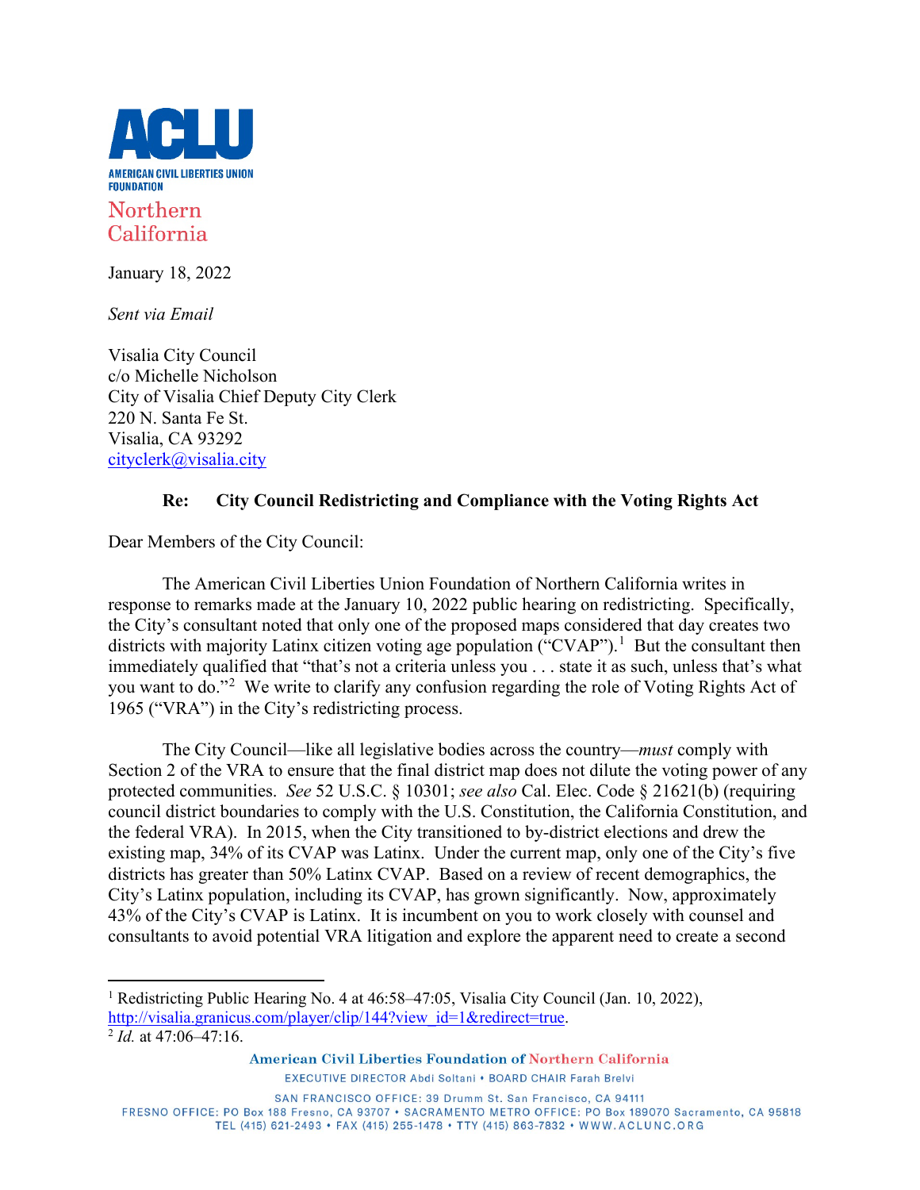**ACLU**

**AMERICAN CIVIL LIBERTIES UNION FOUNDATION**

Northern California

January 18, 2022

*Sent via Email*

Visalia City Council
c/o Michelle Nicholson
City of Visalia Chief Deputy City Clerk
220 N. Santa Fe St.
Visalia, CA 93292
cityclerk@visalia.city

**Re: City Council Redistricting and Compliance with the Voting Rights Act**

Dear Members of the City Council:

The American Civil Liberties Union Foundation of Northern California writes in response to remarks made at the January 10, 2022 public hearing on redistricting. Specifically, the City's consultant noted that only one of the proposed maps considered that day creates two districts with majority Latinx citizen voting age population ("CVAP").[1] But the consultant then immediately qualified that "that's not a criteria unless you . . . state it as such, unless that's what you want to do."[2] We write to clarify any confusion regarding the role of Voting Rights Act of 1965 ("VRA") in the City's redistricting process.

The City Council—like all legislative bodies across the country—*must* comply with Section 2 of the VRA to ensure that the final district map does not dilute the voting power of any protected communities. *See* 52 U.S.C. § 10301; *see also* Cal. Elec. Code § 21621(b) (requiring council district boundaries to comply with the U.S. Constitution, the California Constitution, and the federal VRA). In 2015, when the City transitioned to by-district elections and drew the existing map, 34% of its CVAP was Latinx. Under the current map, only one of the City's five districts has greater than 50% Latinx CVAP. Based on a review of recent demographics, the City's Latinx population, including its CVAP, has grown significantly. Now, approximately 43% of the City's CVAP is Latinx. It is incumbent on you to work closely with counsel and consultants to avoid potential VRA litigation and explore the apparent need to create a second

[1] Redistricting Public Hearing No. 4 at 46:58–47:05, Visalia City Council (Jan. 10, 2022), http://visalia.granicus.com/player/clip/144?view_id=1&redirect=true.

[2] *Id.* at 47:06–47:16.

**American Civil Liberties Foundation of Northern California**

EXECUTIVE DIRECTOR Abdi Soltani • BOARD CHAIR Farah Brelvi

SAN FRANCISCO OFFICE: 39 Drumm St. San Francisco, CA 94111
FRESNO OFFICE: PO Box 188 Fresno, CA 93707 • SACRAMENTO METRO OFFICE: PO Box 189070 Sacramento, CA 95818
TEL (415) 621-2493 • FAX (415) 255-1478 • TTY (415) 863-7832 • WWW.ACLUNC.ORG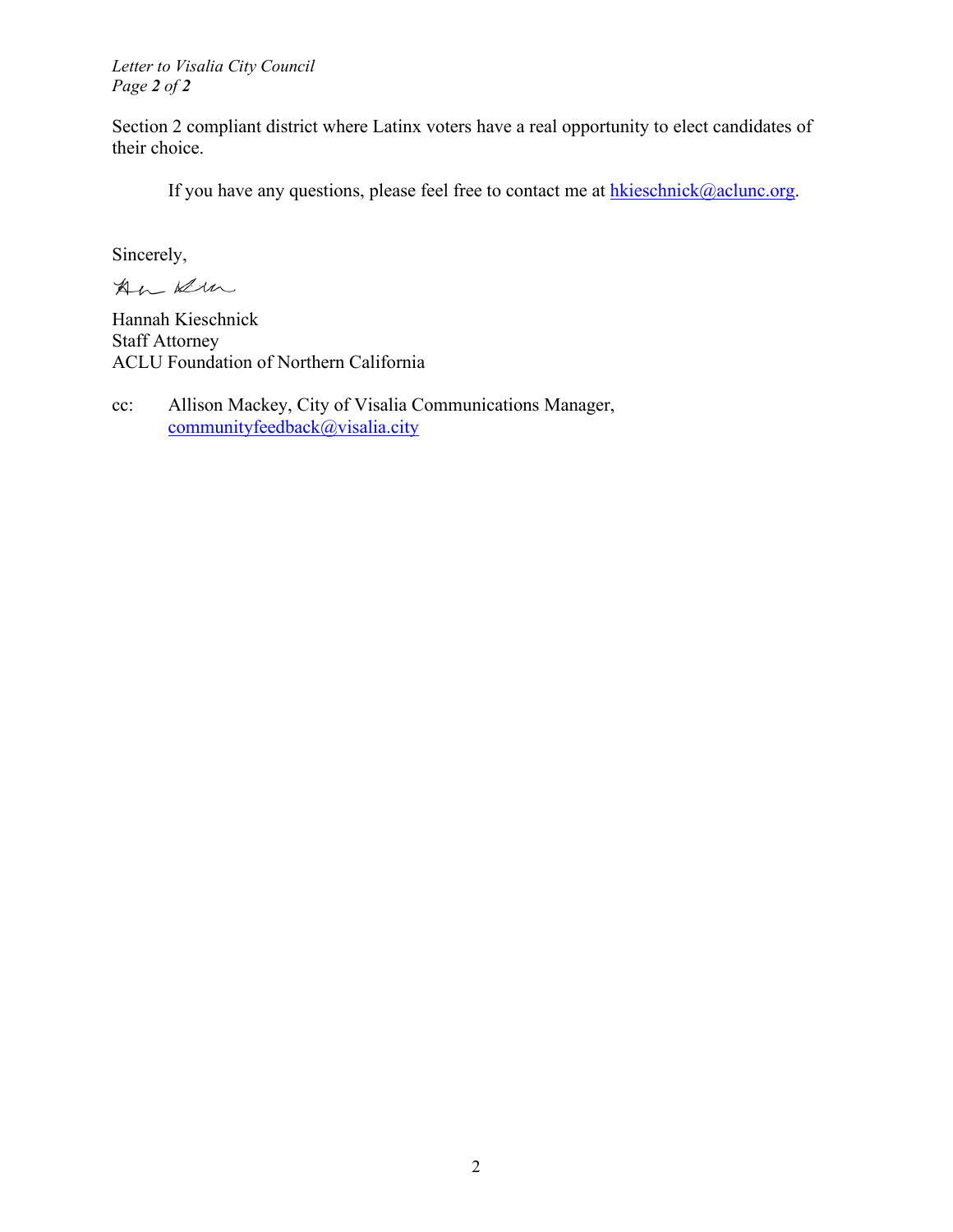Section 2 compliant district where Latinx voters have a real opportunity to elect candidates of their choice.

If you have any questions, please feel free to contact me at hkieschnick@aclunc.org.

Sincerely,

Hannah Kieschnick
Staff Attorney
ACLU Foundation of Northern California

cc: Allison Mackey, City of Visalia Communications Manager,
communityfeedback@visalia.city